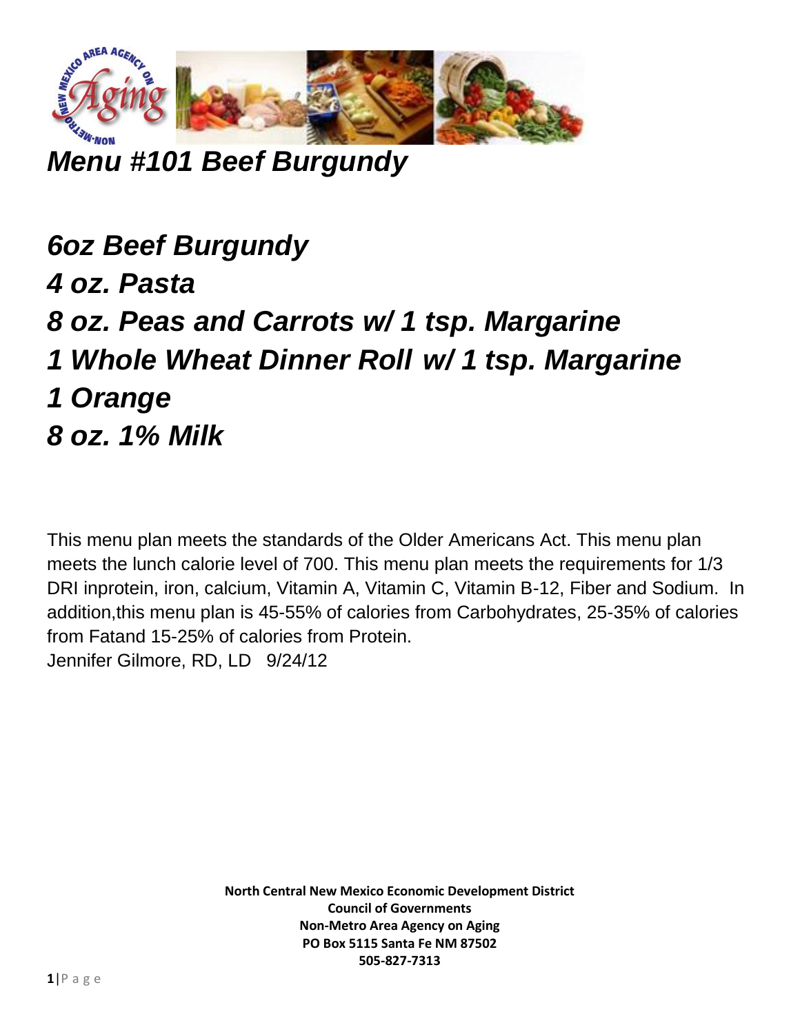# *Menu #101 Beef Burgundy*

## *6oz Beef Burgundy*
## *4 oz. Pasta*
## *8 oz. Peas and Carrots w/ 1 tsp. Margarine*
## *1 Whole Wheat Dinner Roll w/ 1 tsp. Margarine*
## *1 Orange*
## *8 oz. 1% Milk*

This menu plan meets the standards of the Older Americans Act. This menu plan meets the lunch calorie level of 700. This menu plan meets the requirements for 1/3 DRI inprotein, iron, calcium, Vitamin A, Vitamin C, Vitamin B-12, Fiber and Sodium. In addition,this menu plan is 45-55% of calories from Carbohydrates, 25-35% of calories from Fatand 15-25% of calories from Protein.
Jennifer Gilmore, RD, LD 9/24/12

**North Central New Mexico Economic Development District**
**Council of Governments**
**Non-Metro Area Agency on Aging**
**PO Box 5115 Santa Fe NM 87502**
**505-827-7313**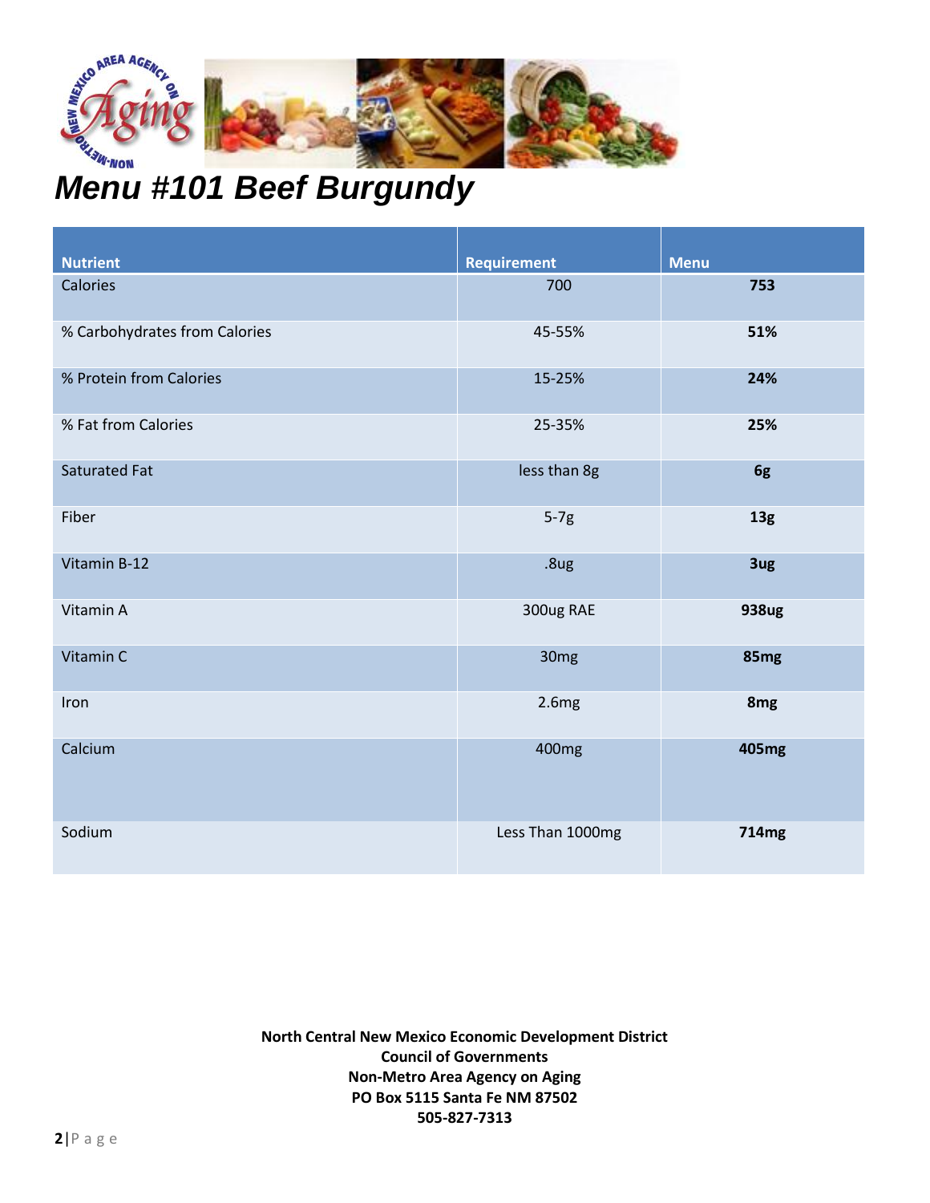# *Menu #101 Beef Burgundy*

| Nutrient | Requirement | Menu |
|---|---|---|
| Calories | 700 | **753** |
| % Carbohydrates from Calories | 45-55% | **51%** |
| % Protein from Calories | 15-25% | **24%** |
| % Fat from Calories | 25-35% | **25%** |
| Saturated Fat | less than 8g | **6g** |
| Fiber | 5-7g | **13g** |
| Vitamin B-12 | .8ug | **3ug** |
| Vitamin A | 300ug RAE | **938ug** |
| Vitamin C | 30mg | **85mg** |
| Iron | 2.6mg | **8mg** |
| Calcium | 400mg | **405mg** |
| Sodium | Less Than 1000mg | **714mg** |

**North Central New Mexico Economic Development District**
**Council of Governments**
**Non-Metro Area Agency on Aging**
**PO Box 5115 Santa Fe NM 87502**
**505-827-7313**